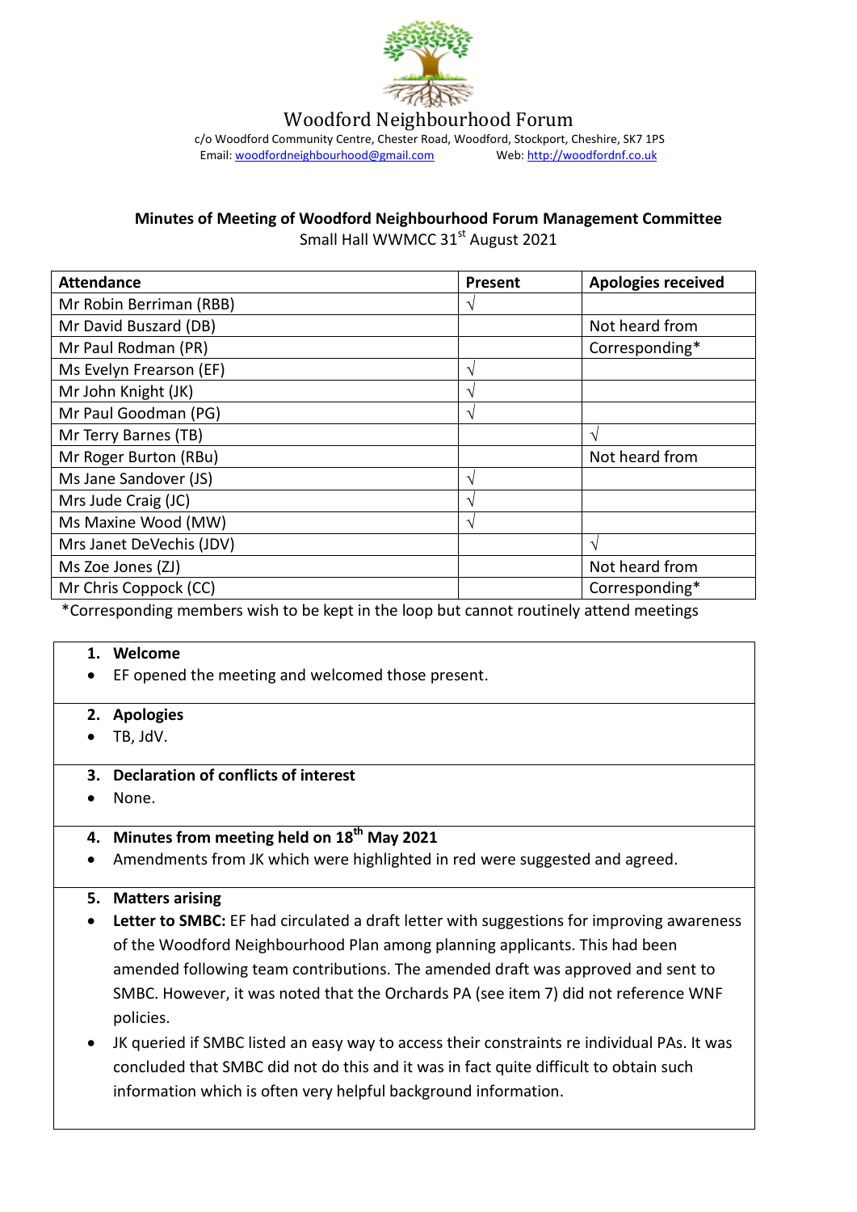# Woodford Neighbourhood Forum

c/o Woodford Community Centre, Chester Road, Woodford, Stockport, Cheshire, SK7 1PS
Email: woodfordneighbourhood@gmail.com Web: http://woodfordnf.co.uk

## Minutes of Meeting of Woodford Neighbourhood Forum Management Committee

Small Hall WWMCC 31st August 2021

| Attendance | Present | Apologies received |
|---|---|---|
| Mr Robin Berriman (RBB) | √ | |
| Mr David Buszard (DB) | | Not heard from |
| Mr Paul Rodman (PR) | | Corresponding* |
| Ms Evelyn Frearson (EF) | √ | |
| Mr John Knight (JK) | √ | |
| Mr Paul Goodman (PG) | √ | |
| Mr Terry Barnes (TB) | | √ |
| Mr Roger Burton (RBu) | | Not heard from |
| Ms Jane Sandover (JS) | √ | |
| Mrs Jude Craig (JC) | √ | |
| Ms Maxine Wood (MW) | √ | |
| Mrs Janet DeVechis (JDV) | | √ |
| Ms Zoe Jones (ZJ) | | Not heard from |
| Mr Chris Coppock (CC) | | Corresponding* |

*Corresponding members wish to be kept in the loop but cannot routinely attend meetings

**1. Welcome**

- EF opened the meeting and welcomed those present.

**2. Apologies**

- TB, JdV.

**3. Declaration of conflicts of interest**

- None.

**4. Minutes from meeting held on 18th May 2021**

- Amendments from JK which were highlighted in red were suggested and agreed.

**5. Matters arising**

- **Letter to SMBC:** EF had circulated a draft letter with suggestions for improving awareness of the Woodford Neighbourhood Plan among planning applicants. This had been amended following team contributions. The amended draft was approved and sent to SMBC. However, it was noted that the Orchards PA (see item 7) did not reference WNF policies.
- JK queried if SMBC listed an easy way to access their constraints re individual PAs. It was concluded that SMBC did not do this and it was in fact quite difficult to obtain such information which is often very helpful background information.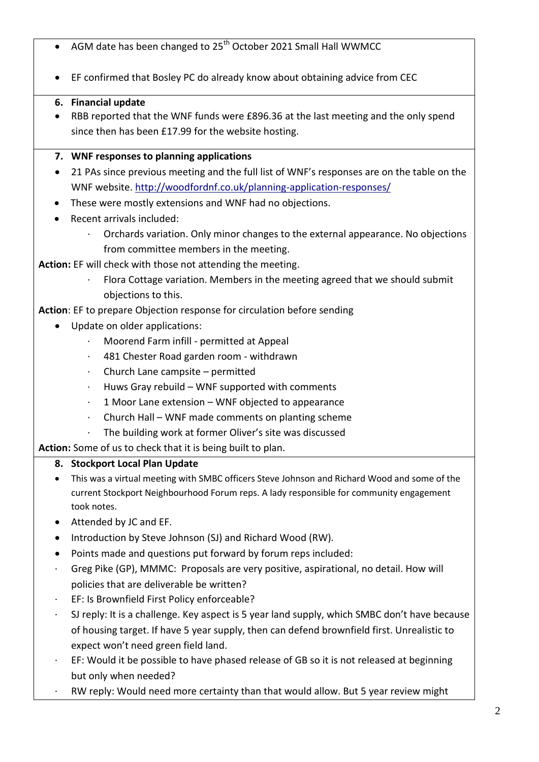- AGM date has been changed to 25th October 2021 Small Hall WWMCC

- EF confirmed that Bosley PC do already know about obtaining advice from CEC

**6. Financial update**

- RBB reported that the WNF funds were £896.36 at the last meeting and the only spend since then has been £17.99 for the website hosting.

**7. WNF responses to planning applications**

- 21 PAs since previous meeting and the full list of WNF's responses are on the table on the WNF website. http://woodfordnf.co.uk/planning-application-responses/
- These were mostly extensions and WNF had no objections.
- Recent arrivals included:
  - Orchards variation. Only minor changes to the external appearance. No objections from committee members in the meeting.

**Action:** EF will check with those not attending the meeting.

  - Flora Cottage variation. Members in the meeting agreed that we should submit objections to this.

**Action**: EF to prepare Objection response for circulation before sending

- Update on older applications:
  - Moorend Farm infill - permitted at Appeal
  - 481 Chester Road garden room - withdrawn
  - Church Lane campsite – permitted
  - Huws Gray rebuild – WNF supported with comments
  - 1 Moor Lane extension – WNF objected to appearance
  - Church Hall – WNF made comments on planting scheme
  - The building work at former Oliver's site was discussed

**Action:** Some of us to check that it is being built to plan.

**8. Stockport Local Plan Update**

- This was a virtual meeting with SMBC officers Steve Johnson and Richard Wood and some of the current Stockport Neighbourhood Forum reps. A lady responsible for community engagement took notes.
- Attended by JC and EF.
- Introduction by Steve Johnson (SJ) and Richard Wood (RW).
- Points made and questions put forward by forum reps included:
  - Greg Pike (GP), MMMC: Proposals are very positive, aspirational, no detail. How will policies that are deliverable be written?
  - EF: Is Brownfield First Policy enforceable?
  - SJ reply: It is a challenge. Key aspect is 5 year land supply, which SMBC don't have because of housing target. If have 5 year supply, then can defend brownfield first. Unrealistic to expect won't need green field land.
  - EF: Would it be possible to have phased release of GB so it is not released at beginning but only when needed?
  - RW reply: Would need more certainty than that would allow. But 5 year review might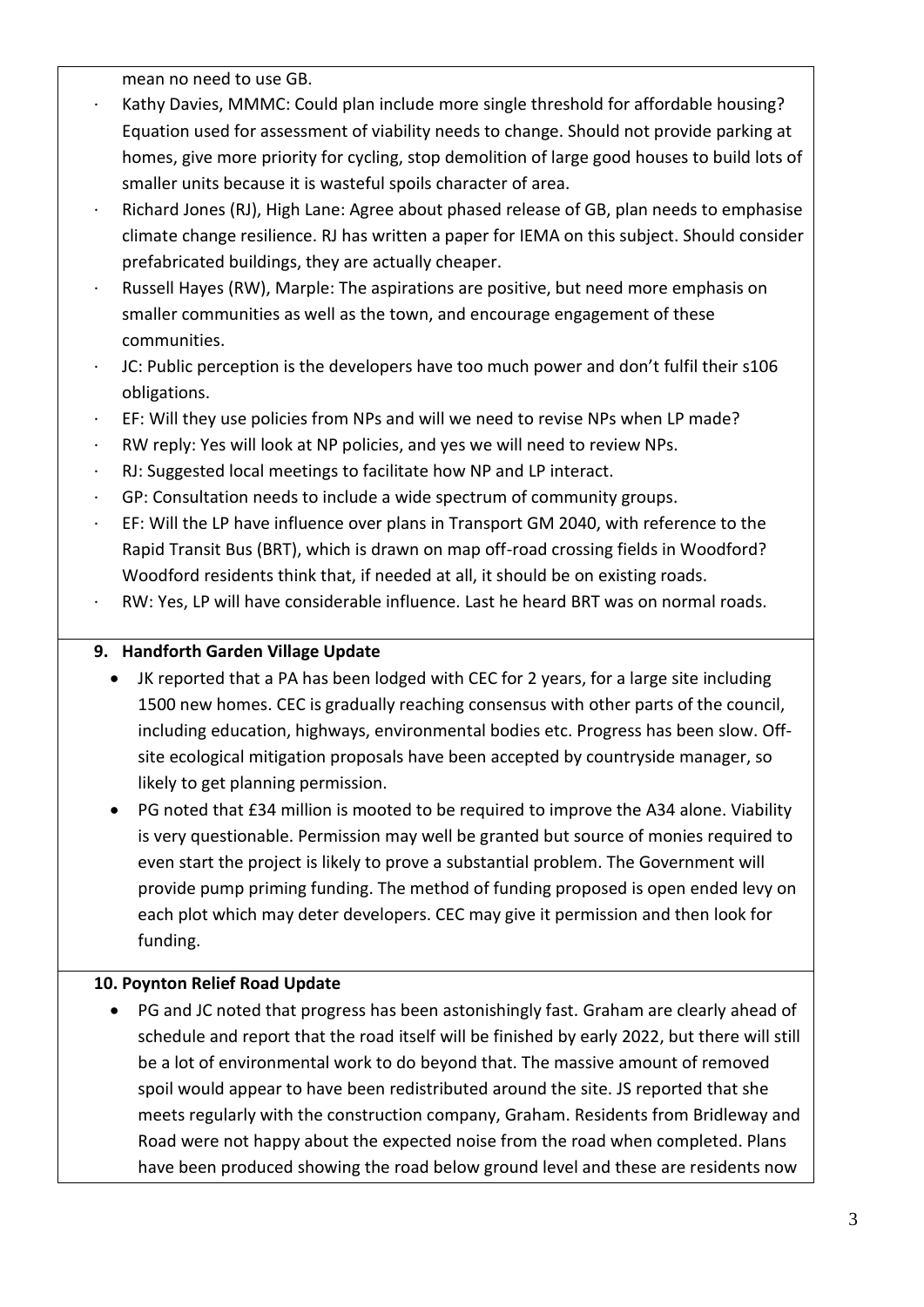mean no need to use GB.

- Kathy Davies, MMMC: Could plan include more single threshold for affordable housing? Equation used for assessment of viability needs to change. Should not provide parking at homes, give more priority for cycling, stop demolition of large good houses to build lots of smaller units because it is wasteful spoils character of area.
- Richard Jones (RJ), High Lane: Agree about phased release of GB, plan needs to emphasise climate change resilience. RJ has written a paper for IEMA on this subject. Should consider prefabricated buildings, they are actually cheaper.
- Russell Hayes (RW), Marple: The aspirations are positive, but need more emphasis on smaller communities as well as the town, and encourage engagement of these communities.
- JC: Public perception is the developers have too much power and don't fulfil their s106 obligations.
- EF: Will they use policies from NPs and will we need to revise NPs when LP made?
- RW reply: Yes will look at NP policies, and yes we will need to review NPs.
- RJ: Suggested local meetings to facilitate how NP and LP interact.
- GP: Consultation needs to include a wide spectrum of community groups.
- EF: Will the LP have influence over plans in Transport GM 2040, with reference to the Rapid Transit Bus (BRT), which is drawn on map off-road crossing fields in Woodford? Woodford residents think that, if needed at all, it should be on existing roads.
- RW: Yes, LP will have considerable influence. Last he heard BRT was on normal roads.

**9. Handforth Garden Village Update**

- JK reported that a PA has been lodged with CEC for 2 years, for a large site including 1500 new homes. CEC is gradually reaching consensus with other parts of the council, including education, highways, environmental bodies etc. Progress has been slow. Off-site ecological mitigation proposals have been accepted by countryside manager, so likely to get planning permission.
- PG noted that £34 million is mooted to be required to improve the A34 alone. Viability is very questionable. Permission may well be granted but source of monies required to even start the project is likely to prove a substantial problem. The Government will provide pump priming funding. The method of funding proposed is open ended levy on each plot which may deter developers. CEC may give it permission and then look for funding.

**10. Poynton Relief Road Update**

- PG and JC noted that progress has been astonishingly fast. Graham are clearly ahead of schedule and report that the road itself will be finished by early 2022, but there will still be a lot of environmental work to do beyond that. The massive amount of removed spoil would appear to have been redistributed around the site. JS reported that she meets regularly with the construction company, Graham. Residents from Bridleway and Road were not happy about the expected noise from the road when completed. Plans have been produced showing the road below ground level and these are residents now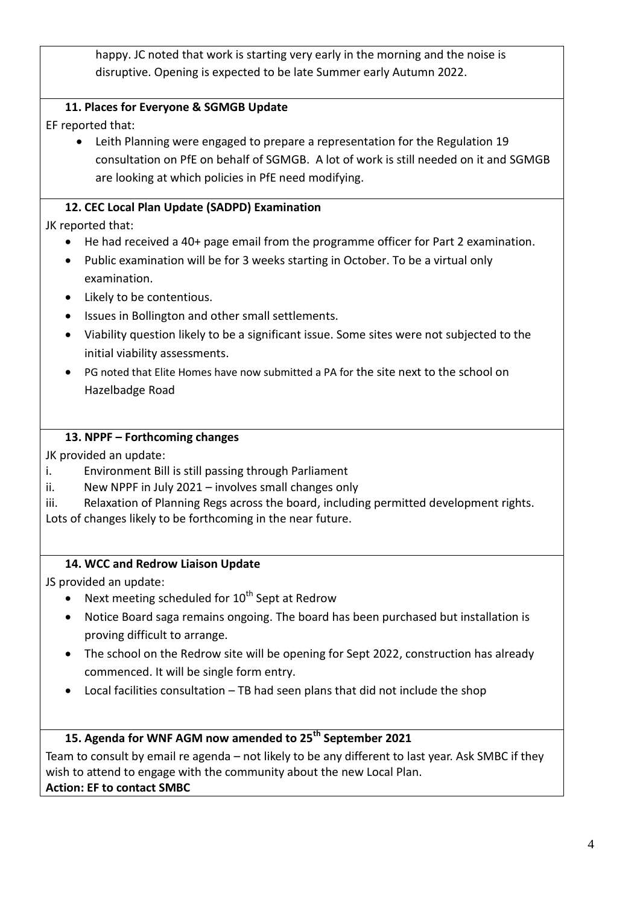happy. JC noted that work is starting very early in the morning and the noise is disruptive. Opening is expected to be late Summer early Autumn 2022.

**11. Places for Everyone & SGMGB Update**

EF reported that:

- Leith Planning were engaged to prepare a representation for the Regulation 19 consultation on PfE on behalf of SGMGB. A lot of work is still needed on it and SGMGB are looking at which policies in PfE need modifying.

**12. CEC Local Plan Update (SADPD) Examination**

JK reported that:

- He had received a 40+ page email from the programme officer for Part 2 examination.
- Public examination will be for 3 weeks starting in October. To be a virtual only examination.
- Likely to be contentious.
- Issues in Bollington and other small settlements.
- Viability question likely to be a significant issue. Some sites were not subjected to the initial viability assessments.
- PG noted that Elite Homes have now submitted a PA for the site next to the school on Hazelbadge Road

**13. NPPF – Forthcoming changes**

JK provided an update:

i. Environment Bill is still passing through Parliament
ii. New NPPF in July 2021 – involves small changes only
iii. Relaxation of Planning Regs across the board, including permitted development rights.

Lots of changes likely to be forthcoming in the near future.

**14. WCC and Redrow Liaison Update**

JS provided an update:

- Next meeting scheduled for 10th Sept at Redrow
- Notice Board saga remains ongoing. The board has been purchased but installation is proving difficult to arrange.
- The school on the Redrow site will be opening for Sept 2022, construction has already commenced. It will be single form entry.
- Local facilities consultation – TB had seen plans that did not include the shop

**15. Agenda for WNF AGM now amended to 25th September 2021**

Team to consult by email re agenda – not likely to be any different to last year. Ask SMBC if they wish to attend to engage with the community about the new Local Plan.

**Action: EF to contact SMBC**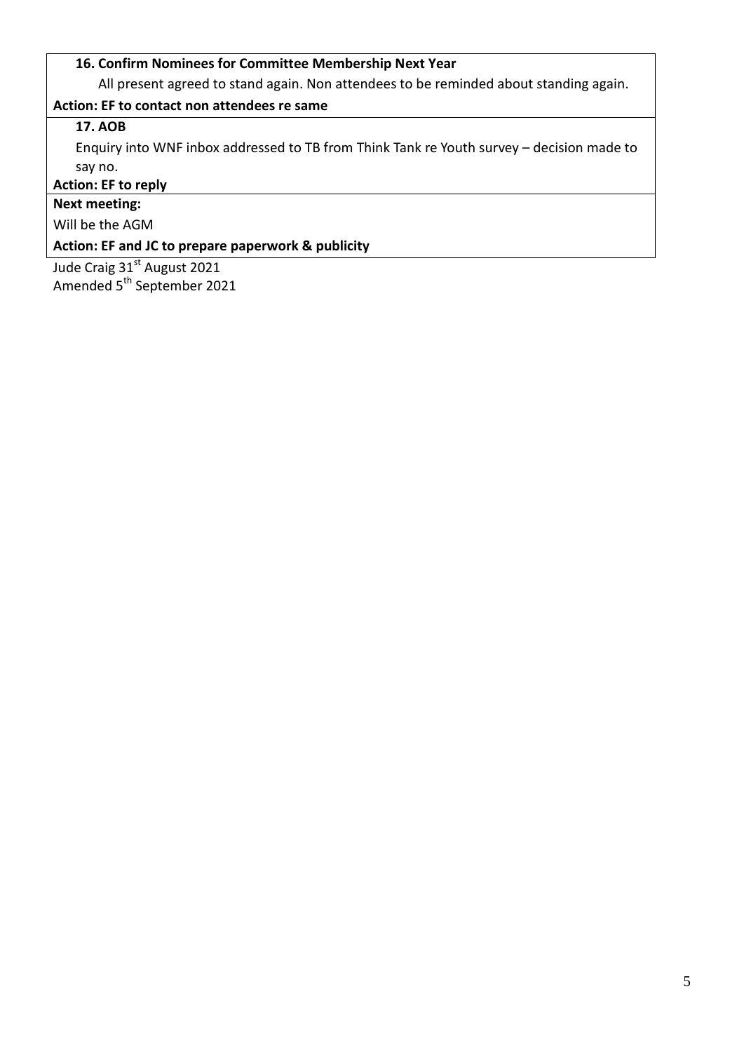**16. Confirm Nominees for Committee Membership Next Year**

All present agreed to stand again. Non attendees to be reminded about standing again.

**Action: EF to contact non attendees re same**

**17. AOB**

Enquiry into WNF inbox addressed to TB from Think Tank re Youth survey – decision made to say no.

**Action: EF to reply**

**Next meeting:**

Will be the AGM

**Action: EF and JC to prepare paperwork & publicity**

Jude Craig 31st August 2021
Amended 5th September 2021